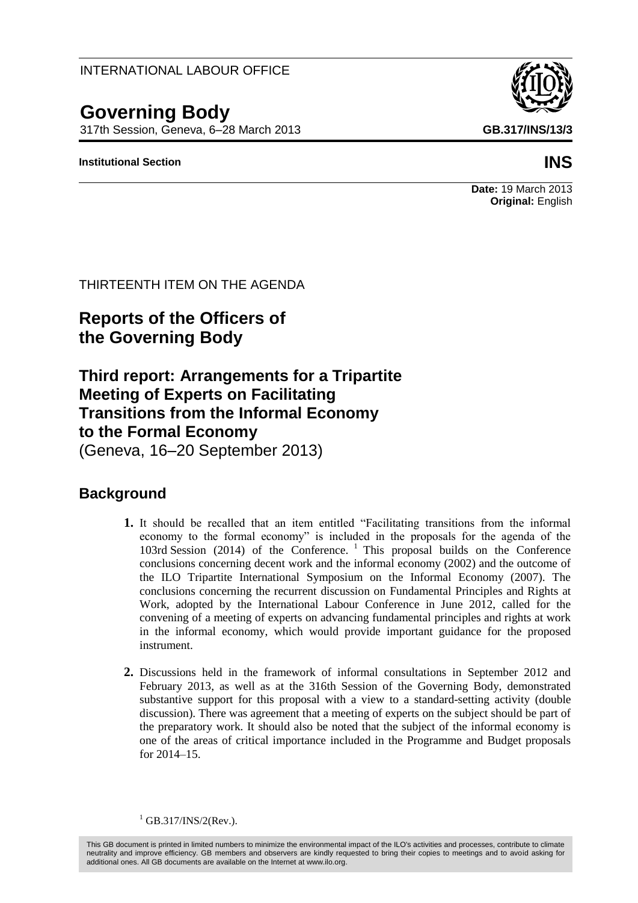INTERNATIONAL LABOUR OFFICE

# Governing Body

317th Session, Geneva, 6–28 March 2013

**GB.317/INS/13/3**

**Institutional Section**

**INS**

**Date:** 19 March 2013
**Original:** English

THIRTEENTH ITEM ON THE AGENDA

## Reports of the Officers of the Governing Body

## Third report: Arrangements for a Tripartite Meeting of Experts on Facilitating Transitions from the Informal Economy to the Formal Economy

(Geneva, 16–20 September 2013)

### Background

**1.** It should be recalled that an item entitled "Facilitating transitions from the informal economy to the formal economy" is included in the proposals for the agenda of the 103rd Session (2014) of the Conference. [1] This proposal builds on the Conference conclusions concerning decent work and the informal economy (2002) and the outcome of the ILO Tripartite International Symposium on the Informal Economy (2007). The conclusions concerning the recurrent discussion on Fundamental Principles and Rights at Work, adopted by the International Labour Conference in June 2012, called for the convening of a meeting of experts on advancing fundamental principles and rights at work in the informal economy, which would provide important guidance for the proposed instrument.

**2.** Discussions held in the framework of informal consultations in September 2012 and February 2013, as well as at the 316th Session of the Governing Body, demonstrated substantive support for this proposal with a view to a standard-setting activity (double discussion). There was agreement that a meeting of experts on the subject should be part of the preparatory work. It should also be noted that the subject of the informal economy is one of the areas of critical importance included in the Programme and Budget proposals for 2014–15.

[1] GB.317/INS/2(Rev.).

This GB document is printed in limited numbers to minimize the environmental impact of the ILO's activities and processes, contribute to climate neutrality and improve efficiency. GB members and observers are kindly requested to bring their copies to meetings and to avoid asking for additional ones. All GB documents are available on the Internet at www.ilo.org.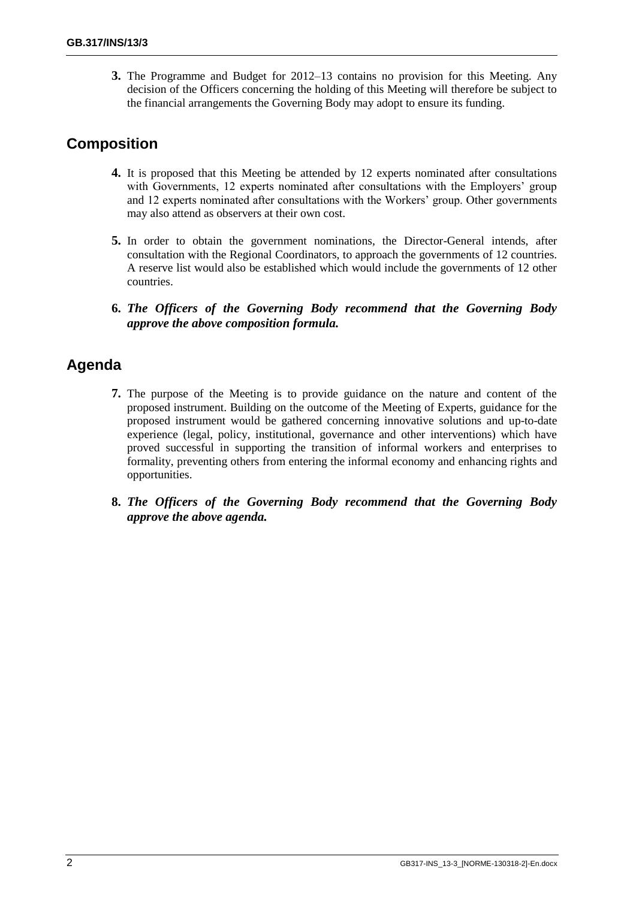**3.** The Programme and Budget for 2012–13 contains no provision for this Meeting. Any decision of the Officers concerning the holding of this Meeting will therefore be subject to the financial arrangements the Governing Body may adopt to ensure its funding.

## Composition

**4.** It is proposed that this Meeting be attended by 12 experts nominated after consultations with Governments, 12 experts nominated after consultations with the Employers' group and 12 experts nominated after consultations with the Workers' group. Other governments may also attend as observers at their own cost.

**5.** In order to obtain the government nominations, the Director-General intends, after consultation with the Regional Coordinators, to approach the governments of 12 countries. A reserve list would also be established which would include the governments of 12 other countries.

**6.** ***The Officers of the Governing Body recommend that the Governing Body approve the above composition formula.***

## Agenda

**7.** The purpose of the Meeting is to provide guidance on the nature and content of the proposed instrument. Building on the outcome of the Meeting of Experts, guidance for the proposed instrument would be gathered concerning innovative solutions and up-to-date experience (legal, policy, institutional, governance and other interventions) which have proved successful in supporting the transition of informal workers and enterprises to formality, preventing others from entering the informal economy and enhancing rights and opportunities.

**8.** ***The Officers of the Governing Body recommend that the Governing Body approve the above agenda.***